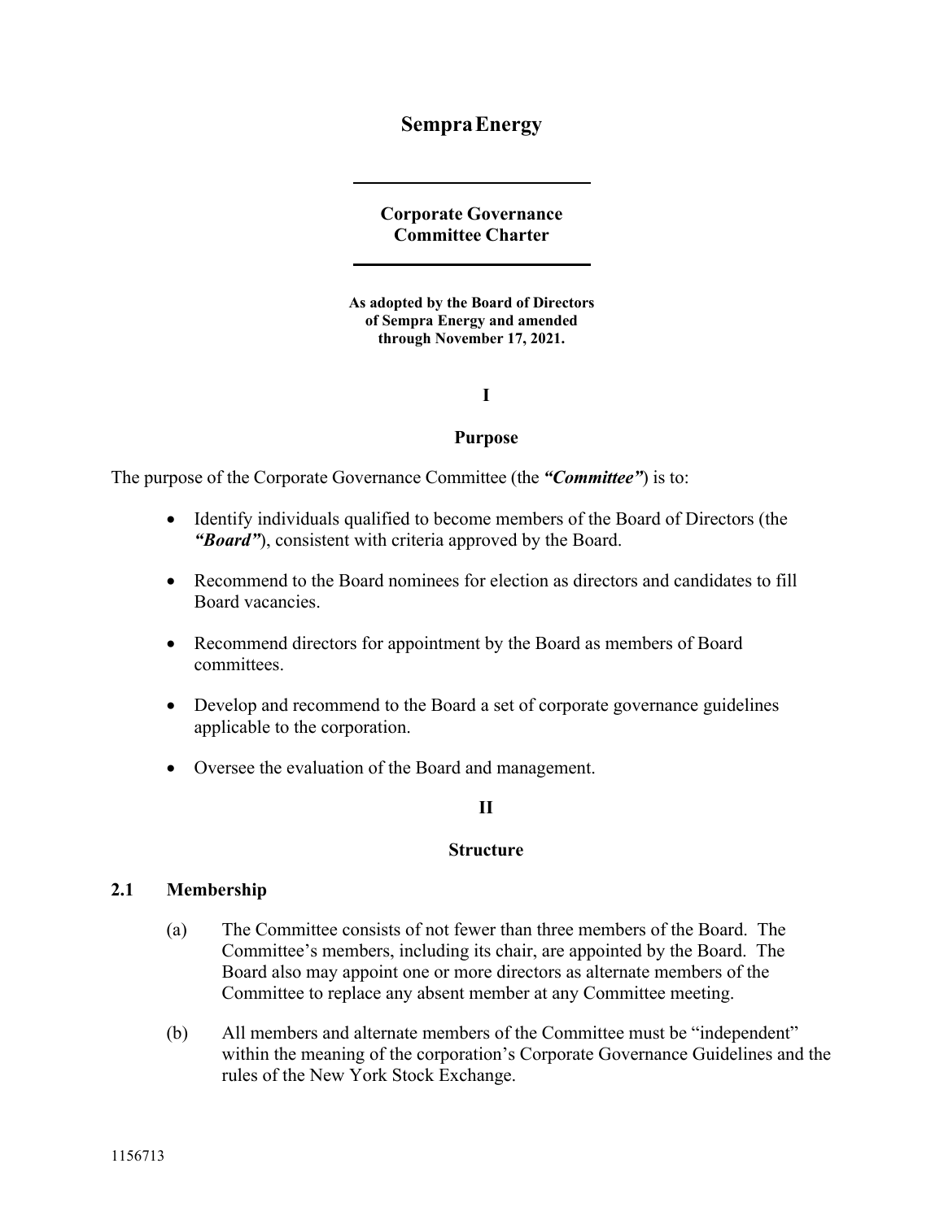# Sempra Energy

## Corporate Governance Committee Charter

**As adopted by the Board of Directors of Sempra Energy and amended through November 17, 2021.**

## I

## Purpose

The purpose of the Corporate Governance Committee (the ***"Committee"***) is to:

- Identify individuals qualified to become members of the Board of Directors (the ***"Board"***), consistent with criteria approved by the Board.
- Recommend to the Board nominees for election as directors and candidates to fill Board vacancies.
- Recommend directors for appointment by the Board as members of Board committees.
- Develop and recommend to the Board a set of corporate governance guidelines applicable to the corporation.
- Oversee the evaluation of the Board and management.

## II

## Structure

### 2.1 Membership

(a) The Committee consists of not fewer than three members of the Board. The Committee's members, including its chair, are appointed by the Board. The Board also may appoint one or more directors as alternate members of the Committee to replace any absent member at any Committee meeting.

(b) All members and alternate members of the Committee must be "independent" within the meaning of the corporation's Corporate Governance Guidelines and the rules of the New York Stock Exchange.

1156713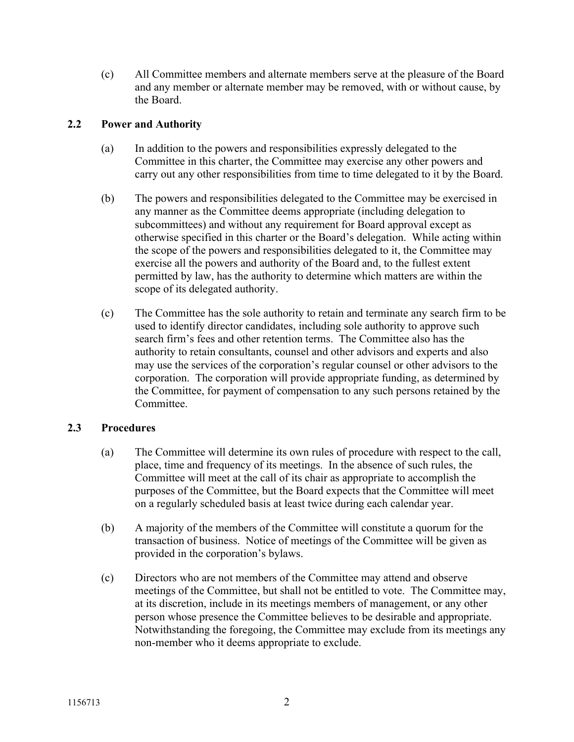(c) All Committee members and alternate members serve at the pleasure of the Board and any member or alternate member may be removed, with or without cause, by the Board.

## 2.2 Power and Authority

(a) In addition to the powers and responsibilities expressly delegated to the Committee in this charter, the Committee may exercise any other powers and carry out any other responsibilities from time to time delegated to it by the Board.

(b) The powers and responsibilities delegated to the Committee may be exercised in any manner as the Committee deems appropriate (including delegation to subcommittees) and without any requirement for Board approval except as otherwise specified in this charter or the Board's delegation. While acting within the scope of the powers and responsibilities delegated to it, the Committee may exercise all the powers and authority of the Board and, to the fullest extent permitted by law, has the authority to determine which matters are within the scope of its delegated authority.

(c) The Committee has the sole authority to retain and terminate any search firm to be used to identify director candidates, including sole authority to approve such search firm's fees and other retention terms. The Committee also has the authority to retain consultants, counsel and other advisors and experts and also may use the services of the corporation's regular counsel or other advisors to the corporation. The corporation will provide appropriate funding, as determined by the Committee, for payment of compensation to any such persons retained by the Committee.

## 2.3 Procedures

(a) The Committee will determine its own rules of procedure with respect to the call, place, time and frequency of its meetings. In the absence of such rules, the Committee will meet at the call of its chair as appropriate to accomplish the purposes of the Committee, but the Board expects that the Committee will meet on a regularly scheduled basis at least twice during each calendar year.

(b) A majority of the members of the Committee will constitute a quorum for the transaction of business. Notice of meetings of the Committee will be given as provided in the corporation's bylaws.

(c) Directors who are not members of the Committee may attend and observe meetings of the Committee, but shall not be entitled to vote. The Committee may, at its discretion, include in its meetings members of management, or any other person whose presence the Committee believes to be desirable and appropriate. Notwithstanding the foregoing, the Committee may exclude from its meetings any non-member who it deems appropriate to exclude.

1156713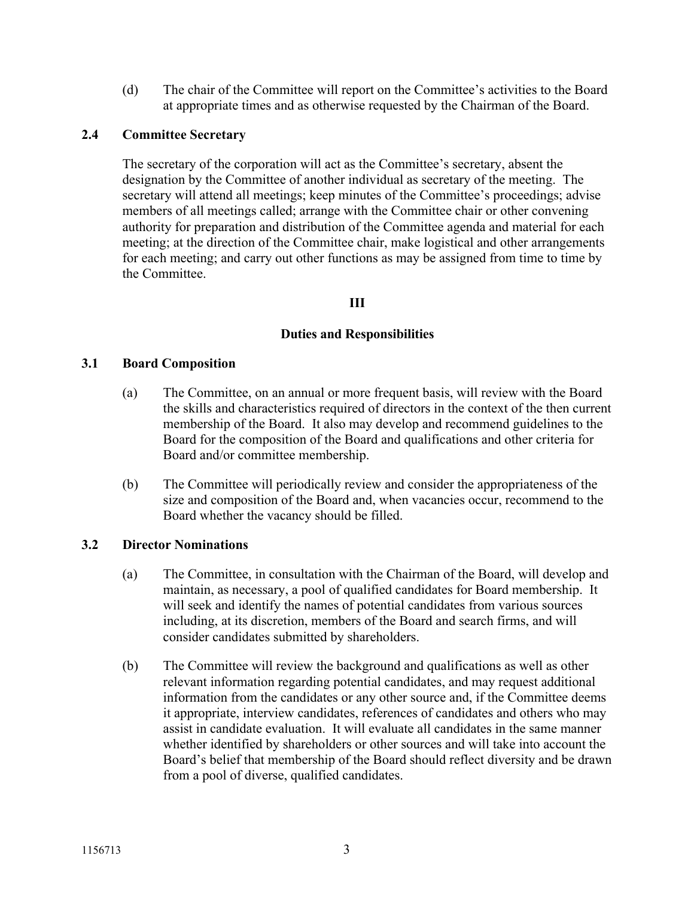(d) The chair of the Committee will report on the Committee's activities to the Board at appropriate times and as otherwise requested by the Chairman of the Board.

### 2.4 Committee Secretary

The secretary of the corporation will act as the Committee's secretary, absent the designation by the Committee of another individual as secretary of the meeting. The secretary will attend all meetings; keep minutes of the Committee's proceedings; advise members of all meetings called; arrange with the Committee chair or other convening authority for preparation and distribution of the Committee agenda and material for each meeting; at the direction of the Committee chair, make logistical and other arrangements for each meeting; and carry out other functions as may be assigned from time to time by the Committee.

## III

## Duties and Responsibilities

### 3.1 Board Composition

(a) The Committee, on an annual or more frequent basis, will review with the Board the skills and characteristics required of directors in the context of the then current membership of the Board. It also may develop and recommend guidelines to the Board for the composition of the Board and qualifications and other criteria for Board and/or committee membership.

(b) The Committee will periodically review and consider the appropriateness of the size and composition of the Board and, when vacancies occur, recommend to the Board whether the vacancy should be filled.

### 3.2 Director Nominations

(a) The Committee, in consultation with the Chairman of the Board, will develop and maintain, as necessary, a pool of qualified candidates for Board membership. It will seek and identify the names of potential candidates from various sources including, at its discretion, members of the Board and search firms, and will consider candidates submitted by shareholders.

(b) The Committee will review the background and qualifications as well as other relevant information regarding potential candidates, and may request additional information from the candidates or any other source and, if the Committee deems it appropriate, interview candidates, references of candidates and others who may assist in candidate evaluation. It will evaluate all candidates in the same manner whether identified by shareholders or other sources and will take into account the Board's belief that membership of the Board should reflect diversity and be drawn from a pool of diverse, qualified candidates.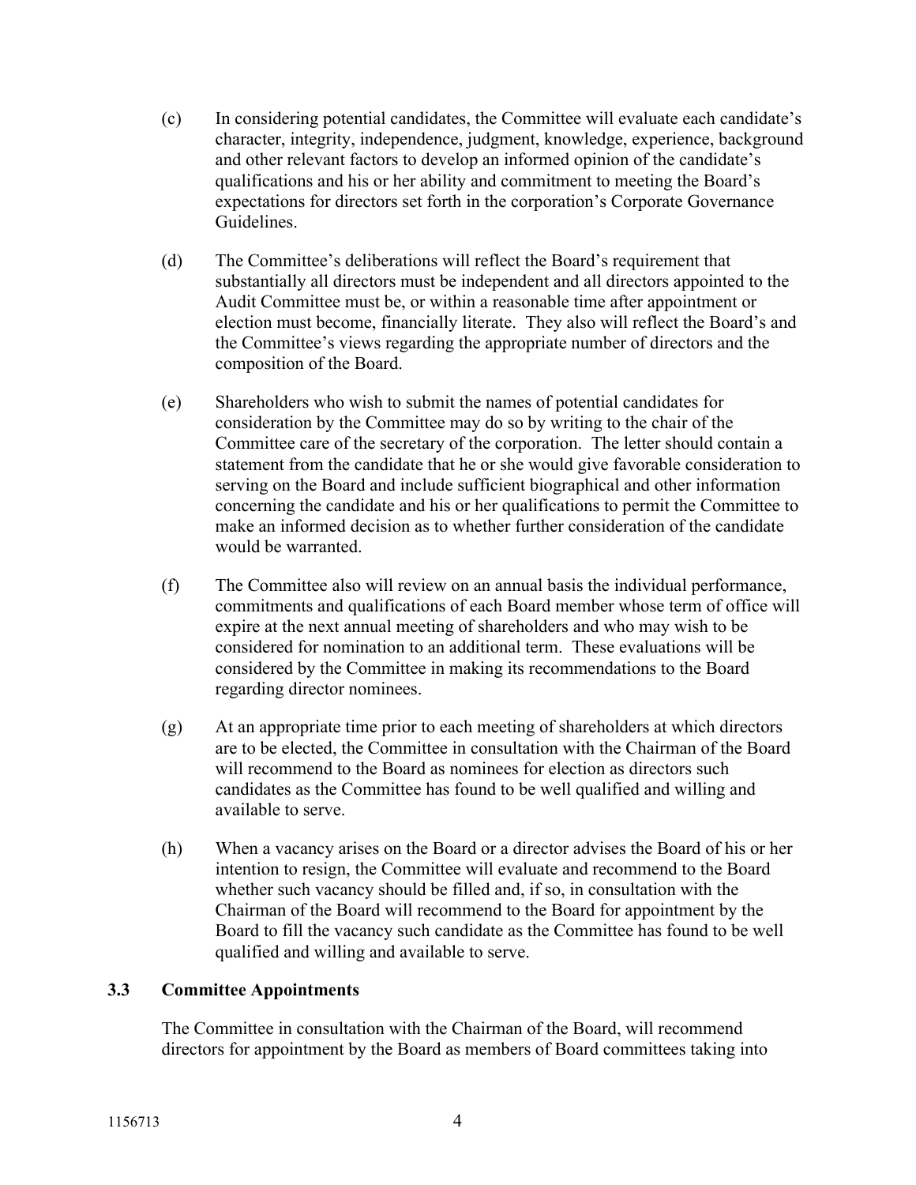(c) In considering potential candidates, the Committee will evaluate each candidate's character, integrity, independence, judgment, knowledge, experience, background and other relevant factors to develop an informed opinion of the candidate's qualifications and his or her ability and commitment to meeting the Board's expectations for directors set forth in the corporation's Corporate Governance Guidelines.

(d) The Committee's deliberations will reflect the Board's requirement that substantially all directors must be independent and all directors appointed to the Audit Committee must be, or within a reasonable time after appointment or election must become, financially literate. They also will reflect the Board's and the Committee's views regarding the appropriate number of directors and the composition of the Board.

(e) Shareholders who wish to submit the names of potential candidates for consideration by the Committee may do so by writing to the chair of the Committee care of the secretary of the corporation. The letter should contain a statement from the candidate that he or she would give favorable consideration to serving on the Board and include sufficient biographical and other information concerning the candidate and his or her qualifications to permit the Committee to make an informed decision as to whether further consideration of the candidate would be warranted.

(f) The Committee also will review on an annual basis the individual performance, commitments and qualifications of each Board member whose term of office will expire at the next annual meeting of shareholders and who may wish to be considered for nomination to an additional term. These evaluations will be considered by the Committee in making its recommendations to the Board regarding director nominees.

(g) At an appropriate time prior to each meeting of shareholders at which directors are to be elected, the Committee in consultation with the Chairman of the Board will recommend to the Board as nominees for election as directors such candidates as the Committee has found to be well qualified and willing and available to serve.

(h) When a vacancy arises on the Board or a director advises the Board of his or her intention to resign, the Committee will evaluate and recommend to the Board whether such vacancy should be filled and, if so, in consultation with the Chairman of the Board will recommend to the Board for appointment by the Board to fill the vacancy such candidate as the Committee has found to be well qualified and willing and available to serve.

### 3.3 Committee Appointments

The Committee in consultation with the Chairman of the Board, will recommend directors for appointment by the Board as members of Board committees taking into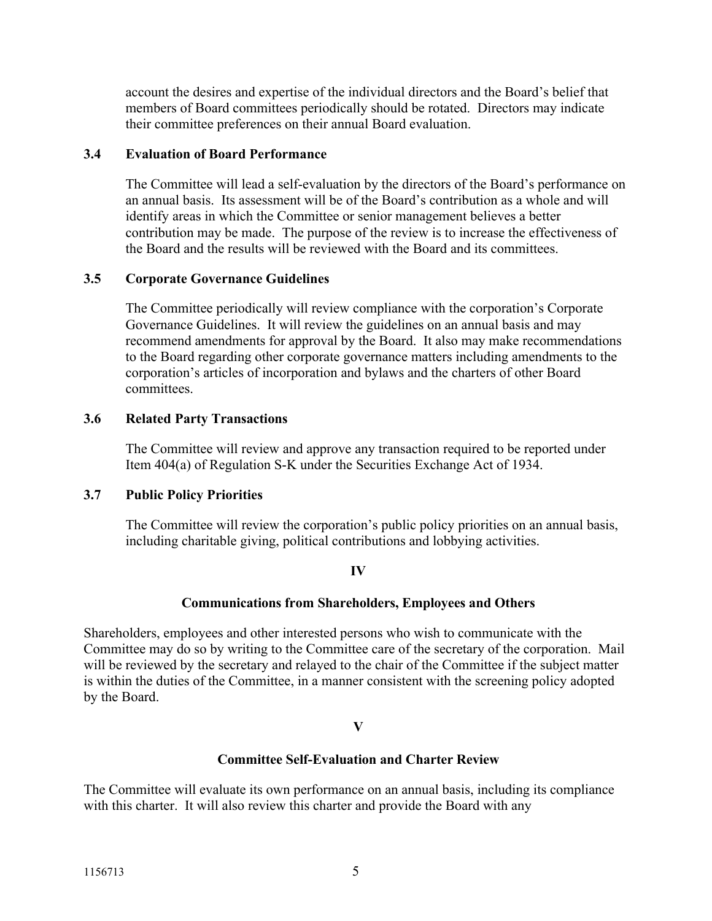account the desires and expertise of the individual directors and the Board's belief that members of Board committees periodically should be rotated. Directors may indicate their committee preferences on their annual Board evaluation.

### 3.4 Evaluation of Board Performance

The Committee will lead a self-evaluation by the directors of the Board's performance on an annual basis. Its assessment will be of the Board's contribution as a whole and will identify areas in which the Committee or senior management believes a better contribution may be made. The purpose of the review is to increase the effectiveness of the Board and the results will be reviewed with the Board and its committees.

### 3.5 Corporate Governance Guidelines

The Committee periodically will review compliance with the corporation's Corporate Governance Guidelines. It will review the guidelines on an annual basis and may recommend amendments for approval by the Board. It also may make recommendations to the Board regarding other corporate governance matters including amendments to the corporation's articles of incorporation and bylaws and the charters of other Board committees.

### 3.6 Related Party Transactions

The Committee will review and approve any transaction required to be reported under Item 404(a) of Regulation S-K under the Securities Exchange Act of 1934.

### 3.7 Public Policy Priorities

The Committee will review the corporation's public policy priorities on an annual basis, including charitable giving, political contributions and lobbying activities.

## IV

## Communications from Shareholders, Employees and Others

Shareholders, employees and other interested persons who wish to communicate with the Committee may do so by writing to the Committee care of the secretary of the corporation. Mail will be reviewed by the secretary and relayed to the chair of the Committee if the subject matter is within the duties of the Committee, in a manner consistent with the screening policy adopted by the Board.

## V

## Committee Self-Evaluation and Charter Review

The Committee will evaluate its own performance on an annual basis, including its compliance with this charter. It will also review this charter and provide the Board with any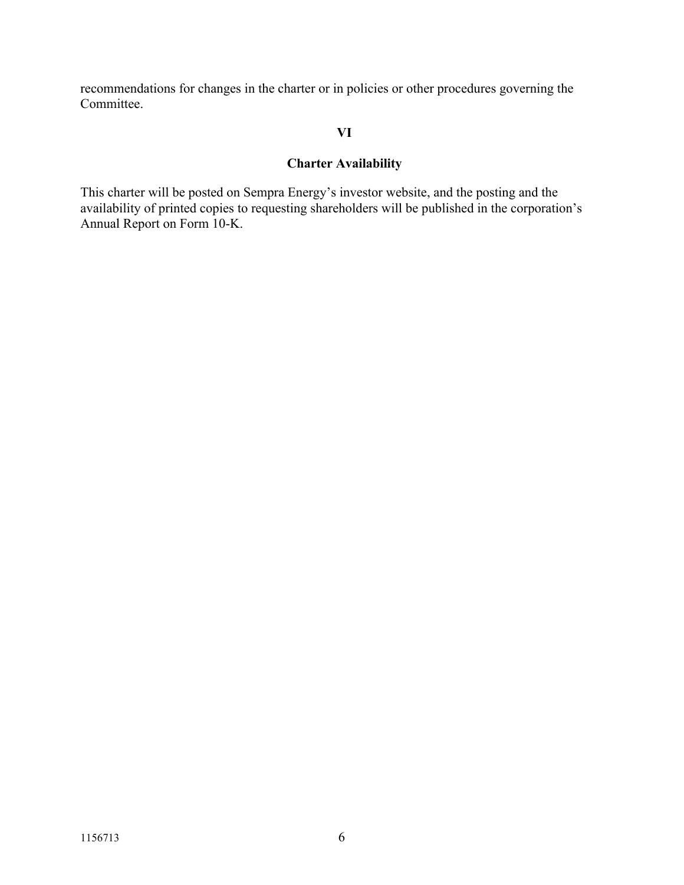recommendations for changes in the charter or in policies or other procedures governing the Committee.

## VI

## Charter Availability

This charter will be posted on Sempra Energy's investor website, and the posting and the availability of printed copies to requesting shareholders will be published in the corporation's Annual Report on Form 10-K.